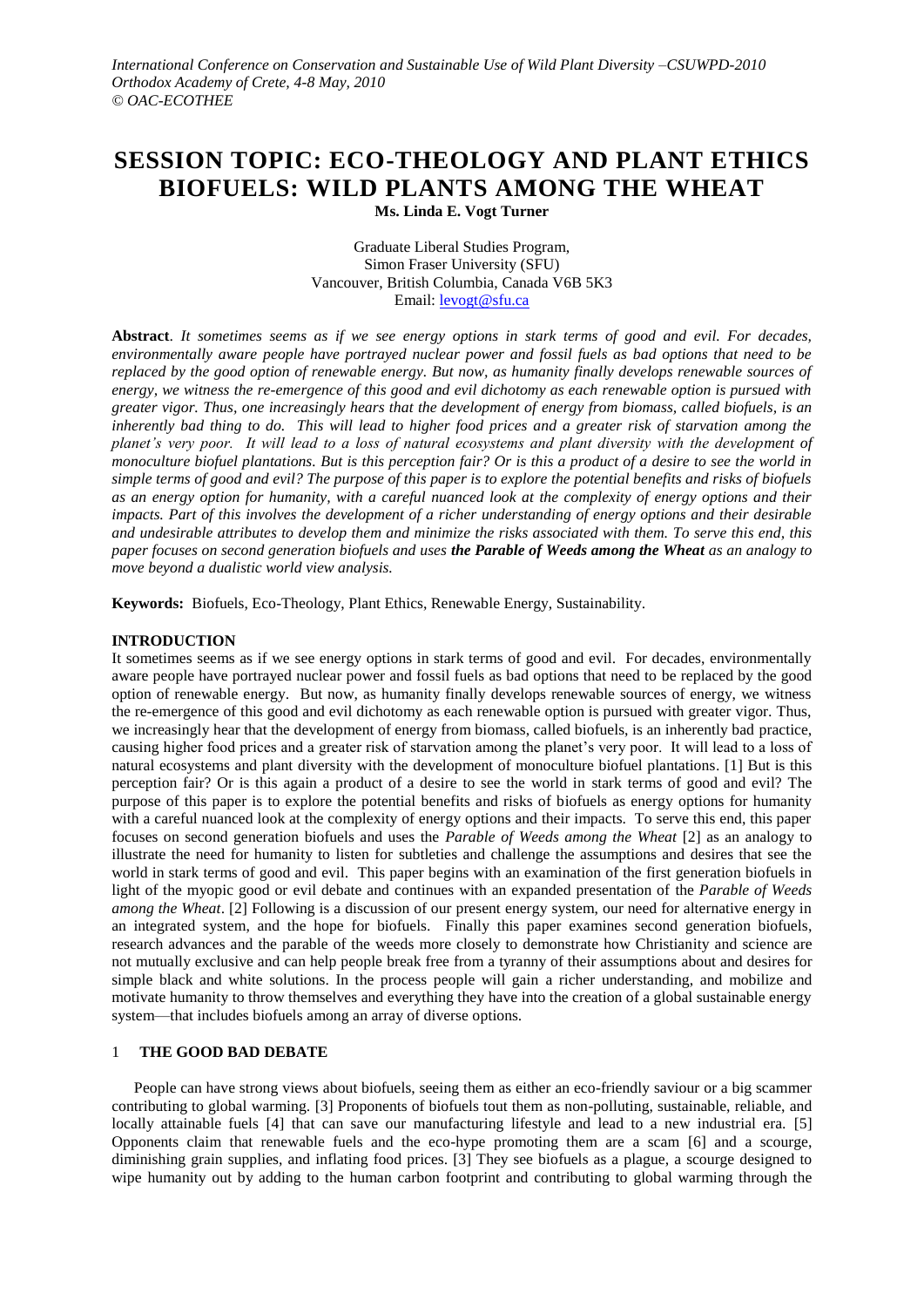*International Conference on Conservation and Sustainable Use of Wild Plant Diversity –CSUWPD-2010*
*Orthodox Academy of Crete, 4-8 May, 2010*
*© OAC-ECOTHEE*

# SESSION TOPIC: ECO-THEOLOGY AND PLANT ETHICS
# BIOFUELS: WILD PLANTS AMONG THE WHEAT

**Ms. Linda E. Vogt Turner**

Graduate Liberal Studies Program,
Simon Fraser University (SFU)
Vancouver, British Columbia, Canada V6B 5K3
Email: levogt@sfu.ca

**Abstract**. *It sometimes seems as if we see energy options in stark terms of good and evil. For decades, environmentally aware people have portrayed nuclear power and fossil fuels as bad options that need to be replaced by the good option of renewable energy. But now, as humanity finally develops renewable sources of energy, we witness the re-emergence of this good and evil dichotomy as each renewable option is pursued with greater vigor. Thus, one increasingly hears that the development of energy from biomass, called biofuels, is an inherently bad thing to do. This will lead to higher food prices and a greater risk of starvation among the planet's very poor. It will lead to a loss of natural ecosystems and plant diversity with the development of monoculture biofuel plantations. But is this perception fair? Or is this a product of a desire to see the world in simple terms of good and evil? The purpose of this paper is to explore the potential benefits and risks of biofuels as an energy option for humanity, with a careful nuanced look at the complexity of energy options and their impacts. Part of this involves the development of a richer understanding of energy options and their desirable and undesirable attributes to develop them and minimize the risks associated with them. To serve this end, this paper focuses on second generation biofuels and uses* ***the Parable of Weeds among the Wheat*** *as an analogy to move beyond a dualistic world view analysis.*

**Keywords:** Biofuels, Eco-Theology, Plant Ethics, Renewable Energy, Sustainability.

## INTRODUCTION

It sometimes seems as if we see energy options in stark terms of good and evil. For decades, environmentally aware people have portrayed nuclear power and fossil fuels as bad options that need to be replaced by the good option of renewable energy. But now, as humanity finally develops renewable sources of energy, we witness the re-emergence of this good and evil dichotomy as each renewable option is pursued with greater vigor. Thus, we increasingly hear that the development of energy from biomass, called biofuels, is an inherently bad practice, causing higher food prices and a greater risk of starvation among the planet's very poor. It will lead to a loss of natural ecosystems and plant diversity with the development of monoculture biofuel plantations. [1] But is this perception fair? Or is this again a product of a desire to see the world in stark terms of good and evil? The purpose of this paper is to explore the potential benefits and risks of biofuels as energy options for humanity with a careful nuanced look at the complexity of energy options and their impacts. To serve this end, this paper focuses on second generation biofuels and uses the *Parable of Weeds among the Wheat* [2] as an analogy to illustrate the need for humanity to listen for subtleties and challenge the assumptions and desires that see the world in stark terms of good and evil. This paper begins with an examination of the first generation biofuels in light of the myopic good or evil debate and continues with an expanded presentation of the *Parable of Weeds among the Wheat*. [2] Following is a discussion of our present energy system, our need for alternative energy in an integrated system, and the hope for biofuels. Finally this paper examines second generation biofuels, research advances and the parable of the weeds more closely to demonstrate how Christianity and science are not mutually exclusive and can help people break free from a tyranny of their assumptions about and desires for simple black and white solutions. In the process people will gain a richer understanding, and mobilize and motivate humanity to throw themselves and everything they have into the creation of a global sustainable energy system—that includes biofuels among an array of diverse options.

## 1 THE GOOD BAD DEBATE

People can have strong views about biofuels, seeing them as either an eco-friendly saviour or a big scammer contributing to global warming. [3] Proponents of biofuels tout them as non-polluting, sustainable, reliable, and locally attainable fuels [4] that can save our manufacturing lifestyle and lead to a new industrial era. [5] Opponents claim that renewable fuels and the eco-hype promoting them are a scam [6] and a scourge, diminishing grain supplies, and inflating food prices. [3] They see biofuels as a plague, a scourge designed to wipe humanity out by adding to the human carbon footprint and contributing to global warming through the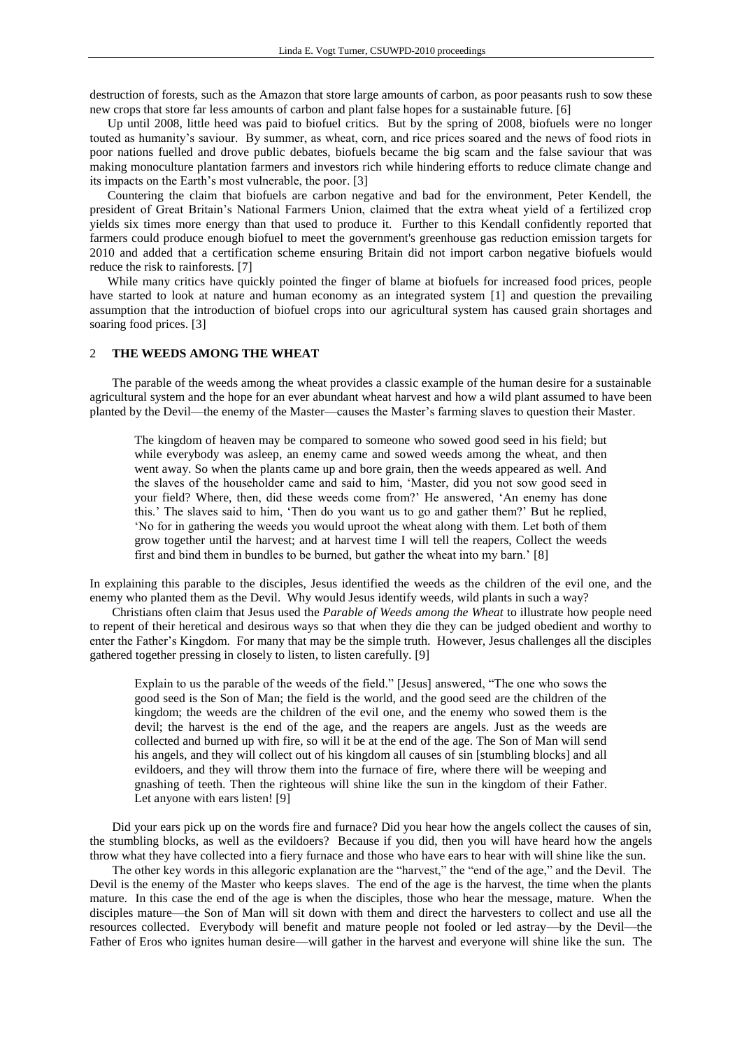destruction of forests, such as the Amazon that store large amounts of carbon, as poor peasants rush to sow these new crops that store far less amounts of carbon and plant false hopes for a sustainable future. [6]

Up until 2008, little heed was paid to biofuel critics. But by the spring of 2008, biofuels were no longer touted as humanity's saviour. By summer, as wheat, corn, and rice prices soared and the news of food riots in poor nations fuelled and drove public debates, biofuels became the big scam and the false saviour that was making monoculture plantation farmers and investors rich while hindering efforts to reduce climate change and its impacts on the Earth's most vulnerable, the poor. [3]

Countering the claim that biofuels are carbon negative and bad for the environment, Peter Kendell, the president of Great Britain's National Farmers Union, claimed that the extra wheat yield of a fertilized crop yields six times more energy than that used to produce it. Further to this Kendall confidently reported that farmers could produce enough biofuel to meet the government's greenhouse gas reduction emission targets for 2010 and added that a certification scheme ensuring Britain did not import carbon negative biofuels would reduce the risk to rainforests. [7]

While many critics have quickly pointed the finger of blame at biofuels for increased food prices, people have started to look at nature and human economy as an integrated system [1] and question the prevailing assumption that the introduction of biofuel crops into our agricultural system has caused grain shortages and soaring food prices. [3]

## 2 THE WEEDS AMONG THE WHEAT

The parable of the weeds among the wheat provides a classic example of the human desire for a sustainable agricultural system and the hope for an ever abundant wheat harvest and how a wild plant assumed to have been planted by the Devil—the enemy of the Master—causes the Master's farming slaves to question their Master.

> The kingdom of heaven may be compared to someone who sowed good seed in his field; but while everybody was asleep, an enemy came and sowed weeds among the wheat, and then went away. So when the plants came up and bore grain, then the weeds appeared as well. And the slaves of the householder came and said to him, 'Master, did you not sow good seed in your field? Where, then, did these weeds come from?' He answered, 'An enemy has done this.' The slaves said to him, 'Then do you want us to go and gather them?' But he replied, 'No for in gathering the weeds you would uproot the wheat along with them. Let both of them grow together until the harvest; and at harvest time I will tell the reapers, Collect the weeds first and bind them in bundles to be burned, but gather the wheat into my barn.' [8]

In explaining this parable to the disciples, Jesus identified the weeds as the children of the evil one, and the enemy who planted them as the Devil. Why would Jesus identify weeds, wild plants in such a way?

Christians often claim that Jesus used the *Parable of Weeds among the Wheat* to illustrate how people need to repent of their heretical and desirous ways so that when they die they can be judged obedient and worthy to enter the Father's Kingdom. For many that may be the simple truth. However, Jesus challenges all the disciples gathered together pressing in closely to listen, to listen carefully. [9]

> Explain to us the parable of the weeds of the field." [Jesus] answered, "The one who sows the good seed is the Son of Man; the field is the world, and the good seed are the children of the kingdom; the weeds are the children of the evil one, and the enemy who sowed them is the devil; the harvest is the end of the age, and the reapers are angels. Just as the weeds are collected and burned up with fire, so will it be at the end of the age. The Son of Man will send his angels, and they will collect out of his kingdom all causes of sin [stumbling blocks] and all evildoers, and they will throw them into the furnace of fire, where there will be weeping and gnashing of teeth. Then the righteous will shine like the sun in the kingdom of their Father. Let anyone with ears listen! [9]

Did your ears pick up on the words fire and furnace? Did you hear how the angels collect the causes of sin, the stumbling blocks, as well as the evildoers? Because if you did, then you will have heard how the angels throw what they have collected into a fiery furnace and those who have ears to hear with will shine like the sun.

The other key words in this allegoric explanation are the "harvest," the "end of the age," and the Devil. The Devil is the enemy of the Master who keeps slaves. The end of the age is the harvest, the time when the plants mature. In this case the end of the age is when the disciples, those who hear the message, mature. When the disciples mature—the Son of Man will sit down with them and direct the harvesters to collect and use all the resources collected. Everybody will benefit and mature people not fooled or led astray—by the Devil—the Father of Eros who ignites human desire—will gather in the harvest and everyone will shine like the sun. The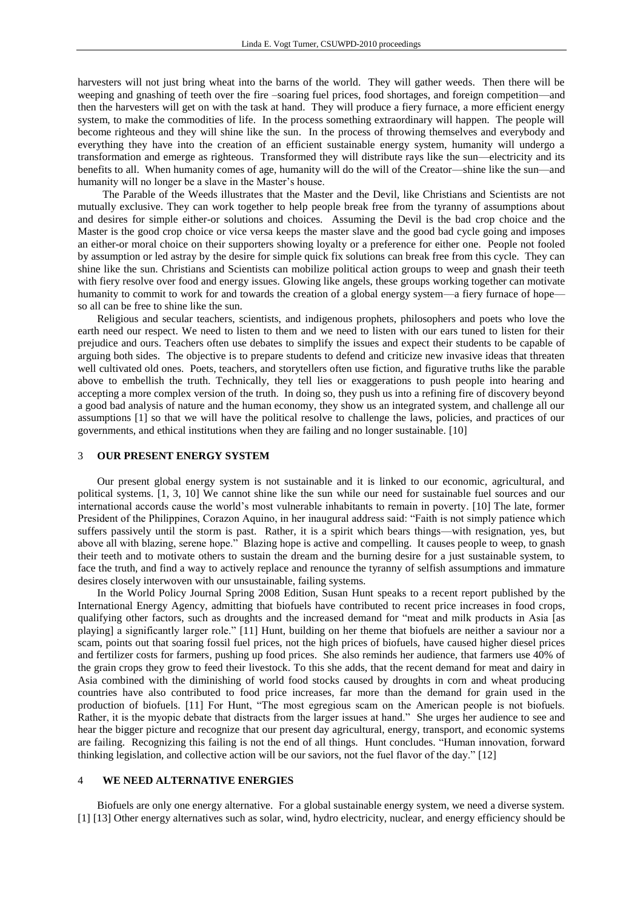harvesters will not just bring wheat into the barns of the world. They will gather weeds. Then there will be weeping and gnashing of teeth over the fire –soaring fuel prices, food shortages, and foreign competition—and then the harvesters will get on with the task at hand. They will produce a fiery furnace, a more efficient energy system, to make the commodities of life. In the process something extraordinary will happen. The people will become righteous and they will shine like the sun. In the process of throwing themselves and everybody and everything they have into the creation of an efficient sustainable energy system, humanity will undergo a transformation and emerge as righteous. Transformed they will distribute rays like the sun—electricity and its benefits to all. When humanity comes of age, humanity will do the will of the Creator—shine like the sun—and humanity will no longer be a slave in the Master's house.

The Parable of the Weeds illustrates that the Master and the Devil, like Christians and Scientists are not mutually exclusive. They can work together to help people break free from the tyranny of assumptions about and desires for simple either-or solutions and choices. Assuming the Devil is the bad crop choice and the Master is the good crop choice or vice versa keeps the master slave and the good bad cycle going and imposes an either-or moral choice on their supporters showing loyalty or a preference for either one. People not fooled by assumption or led astray by the desire for simple quick fix solutions can break free from this cycle. They can shine like the sun. Christians and Scientists can mobilize political action groups to weep and gnash their teeth with fiery resolve over food and energy issues. Glowing like angels, these groups working together can motivate humanity to commit to work for and towards the creation of a global energy system—a fiery furnace of hope—so all can be free to shine like the sun.

Religious and secular teachers, scientists, and indigenous prophets, philosophers and poets who love the earth need our respect. We need to listen to them and we need to listen with our ears tuned to listen for their prejudice and ours. Teachers often use debates to simplify the issues and expect their students to be capable of arguing both sides. The objective is to prepare students to defend and criticize new invasive ideas that threaten well cultivated old ones. Poets, teachers, and storytellers often use fiction, and figurative truths like the parable above to embellish the truth. Technically, they tell lies or exaggerations to push people into hearing and accepting a more complex version of the truth. In doing so, they push us into a refining fire of discovery beyond a good bad analysis of nature and the human economy, they show us an integrated system, and challenge all our assumptions [1] so that we will have the political resolve to challenge the laws, policies, and practices of our governments, and ethical institutions when they are failing and no longer sustainable. [10]

## 3 OUR PRESENT ENERGY SYSTEM

Our present global energy system is not sustainable and it is linked to our economic, agricultural, and political systems. [1, 3, 10] We cannot shine like the sun while our need for sustainable fuel sources and our international accords cause the world's most vulnerable inhabitants to remain in poverty. [10] The late, former President of the Philippines, Corazon Aquino, in her inaugural address said: "Faith is not simply patience which suffers passively until the storm is past. Rather, it is a spirit which bears things—with resignation, yes, but above all with blazing, serene hope." Blazing hope is active and compelling. It causes people to weep, to gnash their teeth and to motivate others to sustain the dream and the burning desire for a just sustainable system, to face the truth, and find a way to actively replace and renounce the tyranny of selfish assumptions and immature desires closely interwoven with our unsustainable, failing systems.

In the World Policy Journal Spring 2008 Edition, Susan Hunt speaks to a recent report published by the International Energy Agency, admitting that biofuels have contributed to recent price increases in food crops, qualifying other factors, such as droughts and the increased demand for "meat and milk products in Asia [as playing] a significantly larger role." [11] Hunt, building on her theme that biofuels are neither a saviour nor a scam, points out that soaring fossil fuel prices, not the high prices of biofuels, have caused higher diesel prices and fertilizer costs for farmers, pushing up food prices. She also reminds her audience, that farmers use 40% of the grain crops they grow to feed their livestock. To this she adds, that the recent demand for meat and dairy in Asia combined with the diminishing of world food stocks caused by droughts in corn and wheat producing countries have also contributed to food price increases, far more than the demand for grain used in the production of biofuels. [11] For Hunt, "The most egregious scam on the American people is not biofuels. Rather, it is the myopic debate that distracts from the larger issues at hand." She urges her audience to see and hear the bigger picture and recognize that our present day agricultural, energy, transport, and economic systems are failing. Recognizing this failing is not the end of all things. Hunt concludes. "Human innovation, forward thinking legislation, and collective action will be our saviors, not the fuel flavor of the day." [12]

## 4 WE NEED ALTERNATIVE ENERGIES

Biofuels are only one energy alternative. For a global sustainable energy system, we need a diverse system. [1] [13] Other energy alternatives such as solar, wind, hydro electricity, nuclear, and energy efficiency should be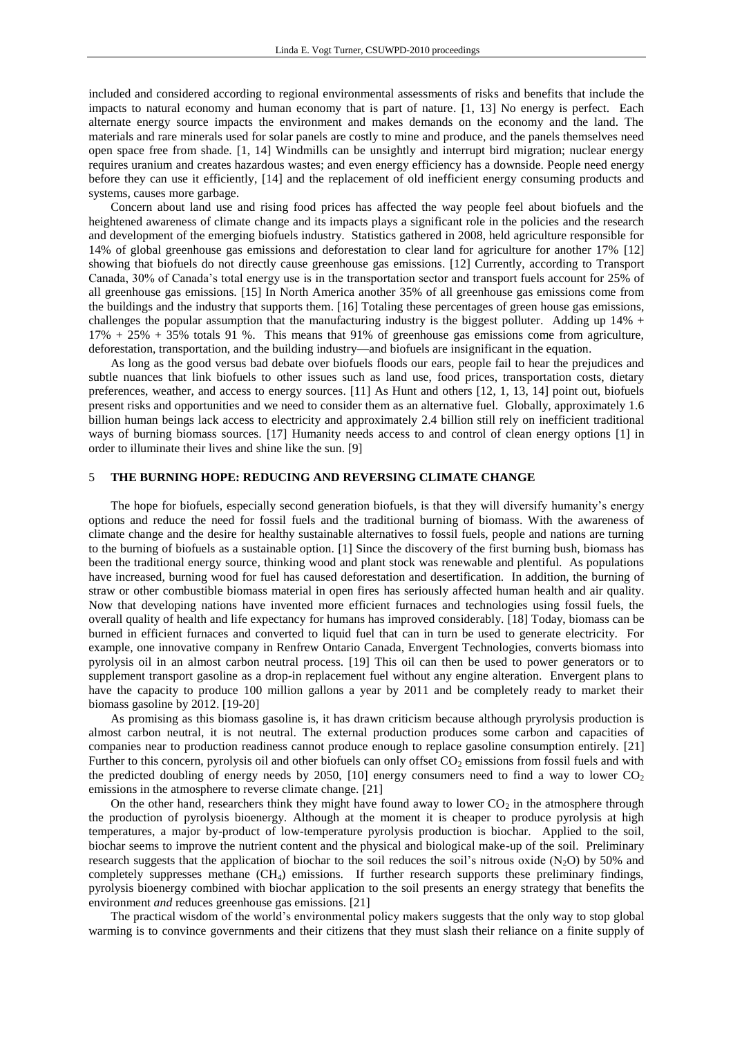included and considered according to regional environmental assessments of risks and benefits that include the impacts to natural economy and human economy that is part of nature. [1, 13] No energy is perfect. Each alternate energy source impacts the environment and makes demands on the economy and the land. The materials and rare minerals used for solar panels are costly to mine and produce, and the panels themselves need open space free from shade. [1, 14] Windmills can be unsightly and interrupt bird migration; nuclear energy requires uranium and creates hazardous wastes; and even energy efficiency has a downside. People need energy before they can use it efficiently, [14] and the replacement of old inefficient energy consuming products and systems, causes more garbage.

Concern about land use and rising food prices has affected the way people feel about biofuels and the heightened awareness of climate change and its impacts plays a significant role in the policies and the research and development of the emerging biofuels industry. Statistics gathered in 2008, held agriculture responsible for 14% of global greenhouse gas emissions and deforestation to clear land for agriculture for another 17% [12] showing that biofuels do not directly cause greenhouse gas emissions. [12] Currently, according to Transport Canada, 30% of Canada's total energy use is in the transportation sector and transport fuels account for 25% of all greenhouse gas emissions. [15] In North America another 35% of all greenhouse gas emissions come from the buildings and the industry that supports them. [16] Totaling these percentages of green house gas emissions, challenges the popular assumption that the manufacturing industry is the biggest polluter. Adding up 14% + 17% + 25% + 35% totals 91 %. This means that 91% of greenhouse gas emissions come from agriculture, deforestation, transportation, and the building industry—and biofuels are insignificant in the equation.

As long as the good versus bad debate over biofuels floods our ears, people fail to hear the prejudices and subtle nuances that link biofuels to other issues such as land use, food prices, transportation costs, dietary preferences, weather, and access to energy sources. [11] As Hunt and others [12, 1, 13, 14] point out, biofuels present risks and opportunities and we need to consider them as an alternative fuel. Globally, approximately 1.6 billion human beings lack access to electricity and approximately 2.4 billion still rely on inefficient traditional ways of burning biomass sources. [17] Humanity needs access to and control of clean energy options [1] in order to illuminate their lives and shine like the sun. [9]

## 5 THE BURNING HOPE: REDUCING AND REVERSING CLIMATE CHANGE

The hope for biofuels, especially second generation biofuels, is that they will diversify humanity's energy options and reduce the need for fossil fuels and the traditional burning of biomass. With the awareness of climate change and the desire for healthy sustainable alternatives to fossil fuels, people and nations are turning to the burning of biofuels as a sustainable option. [1] Since the discovery of the first burning bush, biomass has been the traditional energy source, thinking wood and plant stock was renewable and plentiful. As populations have increased, burning wood for fuel has caused deforestation and desertification. In addition, the burning of straw or other combustible biomass material in open fires has seriously affected human health and air quality. Now that developing nations have invented more efficient furnaces and technologies using fossil fuels, the overall quality of health and life expectancy for humans has improved considerably. [18] Today, biomass can be burned in efficient furnaces and converted to liquid fuel that can in turn be used to generate electricity. For example, one innovative company in Renfrew Ontario Canada, Envergent Technologies, converts biomass into pyrolysis oil in an almost carbon neutral process. [19] This oil can then be used to power generators or to supplement transport gasoline as a drop-in replacement fuel without any engine alteration. Envergent plans to have the capacity to produce 100 million gallons a year by 2011 and be completely ready to market their biomass gasoline by 2012. [19-20]

As promising as this biomass gasoline is, it has drawn criticism because although pryrolysis production is almost carbon neutral, it is not neutral. The external production produces some carbon and capacities of companies near to production readiness cannot produce enough to replace gasoline consumption entirely. [21] Further to this concern, pyrolysis oil and other biofuels can only offset $CO_2$ emissions from fossil fuels and with the predicted doubling of energy needs by 2050, [10] energy consumers need to find a way to lower $CO_2$ emissions in the atmosphere to reverse climate change. [21]

On the other hand, researchers think they might have found away to lower $CO_2$ in the atmosphere through the production of pyrolysis bioenergy. Although at the moment it is cheaper to produce pyrolysis at high temperatures, a major by-product of low-temperature pyrolysis production is biochar. Applied to the soil, biochar seems to improve the nutrient content and the physical and biological make-up of the soil. Preliminary research suggests that the application of biochar to the soil reduces the soil's nitrous oxide ($N_2O$) by 50% and completely suppresses methane ($CH_4$) emissions. If further research supports these preliminary findings, pyrolysis bioenergy combined with biochar application to the soil presents an energy strategy that benefits the environment *and* reduces greenhouse gas emissions. [21]

The practical wisdom of the world's environmental policy makers suggests that the only way to stop global warming is to convince governments and their citizens that they must slash their reliance on a finite supply of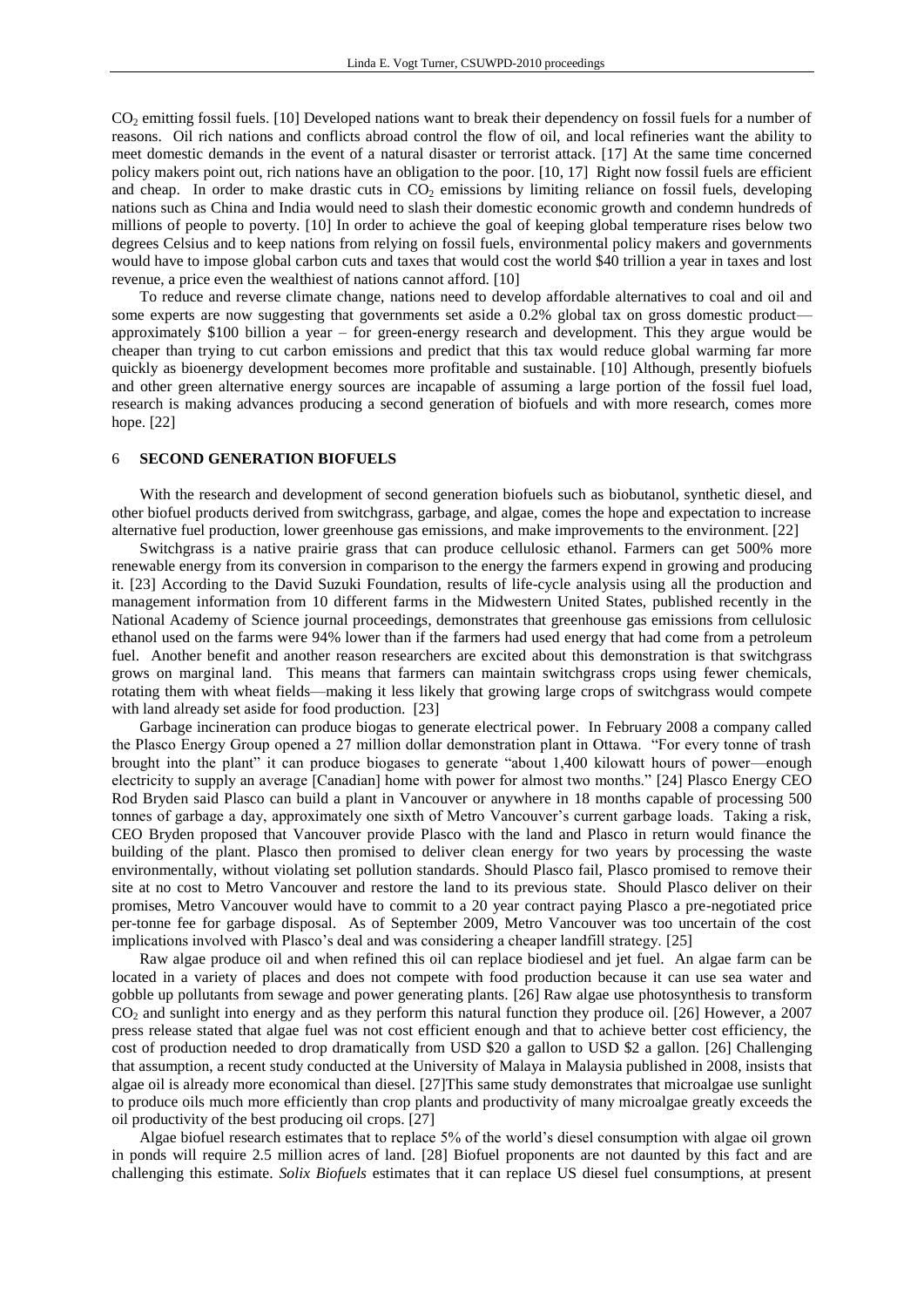$CO_2$ emitting fossil fuels. [10] Developed nations want to break their dependency on fossil fuels for a number of reasons. Oil rich nations and conflicts abroad control the flow of oil, and local refineries want the ability to meet domestic demands in the event of a natural disaster or terrorist attack. [17] At the same time concerned policy makers point out, rich nations have an obligation to the poor. [10, 17] Right now fossil fuels are efficient and cheap. In order to make drastic cuts in $CO_2$ emissions by limiting reliance on fossil fuels, developing nations such as China and India would need to slash their domestic economic growth and condemn hundreds of millions of people to poverty. [10] In order to achieve the goal of keeping global temperature rises below two degrees Celsius and to keep nations from relying on fossil fuels, environmental policy makers and governments would have to impose global carbon cuts and taxes that would cost the world \$40 trillion a year in taxes and lost revenue, a price even the wealthiest of nations cannot afford. [10]

To reduce and reverse climate change, nations need to develop affordable alternatives to coal and oil and some experts are now suggesting that governments set aside a 0.2% global tax on gross domestic product—approximately \$100 billion a year – for green-energy research and development. This they argue would be cheaper than trying to cut carbon emissions and predict that this tax would reduce global warming far more quickly as bioenergy development becomes more profitable and sustainable. [10] Although, presently biofuels and other green alternative energy sources are incapable of assuming a large portion of the fossil fuel load, research is making advances producing a second generation of biofuels and with more research, comes more hope. [22]

## 6 SECOND GENERATION BIOFUELS

With the research and development of second generation biofuels such as biobutanol, synthetic diesel, and other biofuel products derived from switchgrass, garbage, and algae, comes the hope and expectation to increase alternative fuel production, lower greenhouse gas emissions, and make improvements to the environment. [22]

Switchgrass is a native prairie grass that can produce cellulosic ethanol. Farmers can get 500% more renewable energy from its conversion in comparison to the energy the farmers expend in growing and producing it. [23] According to the David Suzuki Foundation, results of life-cycle analysis using all the production and management information from 10 different farms in the Midwestern United States, published recently in the National Academy of Science journal proceedings, demonstrates that greenhouse gas emissions from cellulosic ethanol used on the farms were 94% lower than if the farmers had used energy that had come from a petroleum fuel. Another benefit and another reason researchers are excited about this demonstration is that switchgrass grows on marginal land. This means that farmers can maintain switchgrass crops using fewer chemicals, rotating them with wheat fields—making it less likely that growing large crops of switchgrass would compete with land already set aside for food production. [23]

Garbage incineration can produce biogas to generate electrical power. In February 2008 a company called the Plasco Energy Group opened a 27 million dollar demonstration plant in Ottawa. "For every tonne of trash brought into the plant" it can produce biogases to generate "about 1,400 kilowatt hours of power—enough electricity to supply an average [Canadian] home with power for almost two months." [24] Plasco Energy CEO Rod Bryden said Plasco can build a plant in Vancouver or anywhere in 18 months capable of processing 500 tonnes of garbage a day, approximately one sixth of Metro Vancouver's current garbage loads. Taking a risk, CEO Bryden proposed that Vancouver provide Plasco with the land and Plasco in return would finance the building of the plant. Plasco then promised to deliver clean energy for two years by processing the waste environmentally, without violating set pollution standards. Should Plasco fail, Plasco promised to remove their site at no cost to Metro Vancouver and restore the land to its previous state. Should Plasco deliver on their promises, Metro Vancouver would have to commit to a 20 year contract paying Plasco a pre-negotiated price per-tonne fee for garbage disposal. As of September 2009, Metro Vancouver was too uncertain of the cost implications involved with Plasco's deal and was considering a cheaper landfill strategy. [25]

Raw algae produce oil and when refined this oil can replace biodiesel and jet fuel. An algae farm can be located in a variety of places and does not compete with food production because it can use sea water and gobble up pollutants from sewage and power generating plants. [26] Raw algae use photosynthesis to transform $CO_2$ and sunlight into energy and as they perform this natural function they produce oil. [26] However, a 2007 press release stated that algae fuel was not cost efficient enough and that to achieve better cost efficiency, the cost of production needed to drop dramatically from USD \$20 a gallon to USD \$2 a gallon. [26] Challenging that assumption, a recent study conducted at the University of Malaya in Malaysia published in 2008, insists that algae oil is already more economical than diesel. [27]This same study demonstrates that microalgae use sunlight to produce oils much more efficiently than crop plants and productivity of many microalgae greatly exceeds the oil productivity of the best producing oil crops. [27]

Algae biofuel research estimates that to replace 5% of the world's diesel consumption with algae oil grown in ponds will require 2.5 million acres of land. [28] Biofuel proponents are not daunted by this fact and are challenging this estimate. *Solix Biofuels* estimates that it can replace US diesel fuel consumptions, at present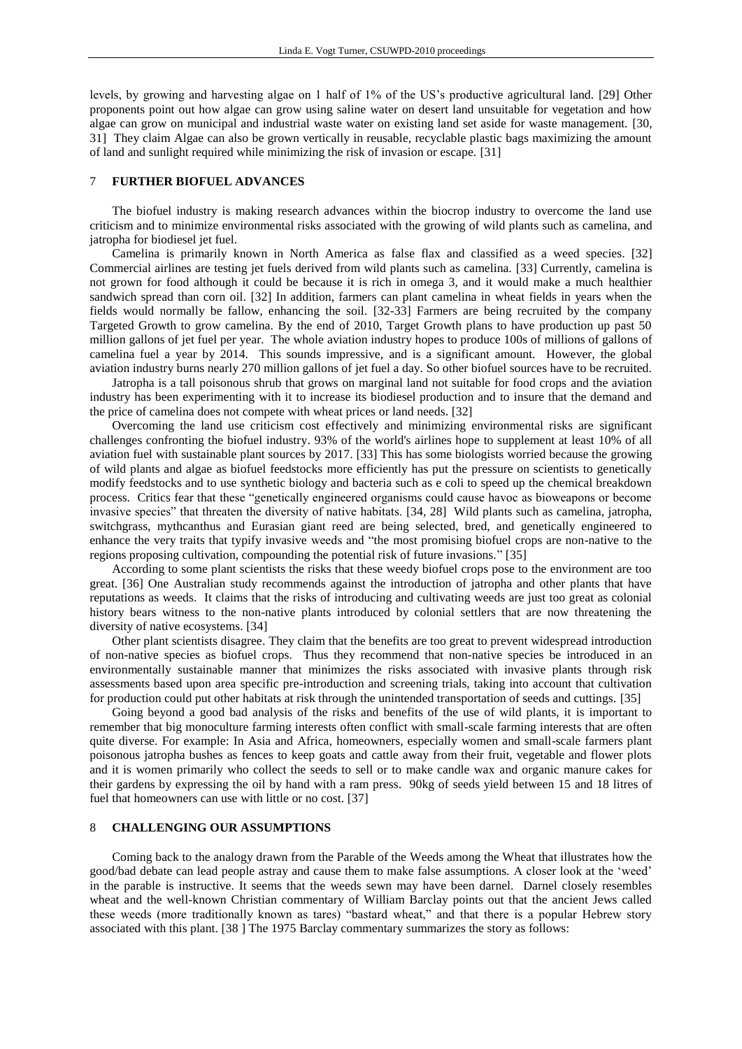levels, by growing and harvesting algae on 1 half of 1% of the US's productive agricultural land. [29] Other proponents point out how algae can grow using saline water on desert land unsuitable for vegetation and how algae can grow on municipal and industrial waste water on existing land set aside for waste management. [30, 31] They claim Algae can also be grown vertically in reusable, recyclable plastic bags maximizing the amount of land and sunlight required while minimizing the risk of invasion or escape. [31]

## 7 FURTHER BIOFUEL ADVANCES

The biofuel industry is making research advances within the biocrop industry to overcome the land use criticism and to minimize environmental risks associated with the growing of wild plants such as camelina, and jatropha for biodiesel jet fuel.

Camelina is primarily known in North America as false flax and classified as a weed species. [32] Commercial airlines are testing jet fuels derived from wild plants such as camelina. [33] Currently, camelina is not grown for food although it could be because it is rich in omega 3, and it would make a much healthier sandwich spread than corn oil. [32] In addition, farmers can plant camelina in wheat fields in years when the fields would normally be fallow, enhancing the soil. [32-33] Farmers are being recruited by the company Targeted Growth to grow camelina. By the end of 2010, Target Growth plans to have production up past 50 million gallons of jet fuel per year. The whole aviation industry hopes to produce 100s of millions of gallons of camelina fuel a year by 2014. This sounds impressive, and is a significant amount. However, the global aviation industry burns nearly 270 million gallons of jet fuel a day. So other biofuel sources have to be recruited.

Jatropha is a tall poisonous shrub that grows on marginal land not suitable for food crops and the aviation industry has been experimenting with it to increase its biodiesel production and to insure that the demand and the price of camelina does not compete with wheat prices or land needs. [32]

Overcoming the land use criticism cost effectively and minimizing environmental risks are significant challenges confronting the biofuel industry. 93% of the world's airlines hope to supplement at least 10% of all aviation fuel with sustainable plant sources by 2017. [33] This has some biologists worried because the growing of wild plants and algae as biofuel feedstocks more efficiently has put the pressure on scientists to genetically modify feedstocks and to use synthetic biology and bacteria such as e coli to speed up the chemical breakdown process. Critics fear that these "genetically engineered organisms could cause havoc as bioweapons or become invasive species" that threaten the diversity of native habitats. [34, 28] Wild plants such as camelina, jatropha, switchgrass, mythcanthus and Eurasian giant reed are being selected, bred, and genetically engineered to enhance the very traits that typify invasive weeds and "the most promising biofuel crops are non-native to the regions proposing cultivation, compounding the potential risk of future invasions." [35]

According to some plant scientists the risks that these weedy biofuel crops pose to the environment are too great. [36] One Australian study recommends against the introduction of jatropha and other plants that have reputations as weeds. It claims that the risks of introducing and cultivating weeds are just too great as colonial history bears witness to the non-native plants introduced by colonial settlers that are now threatening the diversity of native ecosystems. [34]

Other plant scientists disagree. They claim that the benefits are too great to prevent widespread introduction of non-native species as biofuel crops. Thus they recommend that non-native species be introduced in an environmentally sustainable manner that minimizes the risks associated with invasive plants through risk assessments based upon area specific pre-introduction and screening trials, taking into account that cultivation for production could put other habitats at risk through the unintended transportation of seeds and cuttings. [35]

Going beyond a good bad analysis of the risks and benefits of the use of wild plants, it is important to remember that big monoculture farming interests often conflict with small-scale farming interests that are often quite diverse. For example: In Asia and Africa, homeowners, especially women and small-scale farmers plant poisonous jatropha bushes as fences to keep goats and cattle away from their fruit, vegetable and flower plots and it is women primarily who collect the seeds to sell or to make candle wax and organic manure cakes for their gardens by expressing the oil by hand with a ram press. 90kg of seeds yield between 15 and 18 litres of fuel that homeowners can use with little or no cost. [37]

## 8 CHALLENGING OUR ASSUMPTIONS

Coming back to the analogy drawn from the Parable of the Weeds among the Wheat that illustrates how the good/bad debate can lead people astray and cause them to make false assumptions. A closer look at the 'weed' in the parable is instructive. It seems that the weeds sewn may have been darnel. Darnel closely resembles wheat and the well-known Christian commentary of William Barclay points out that the ancient Jews called these weeds (more traditionally known as tares) "bastard wheat," and that there is a popular Hebrew story associated with this plant. [38 ] The 1975 Barclay commentary summarizes the story as follows: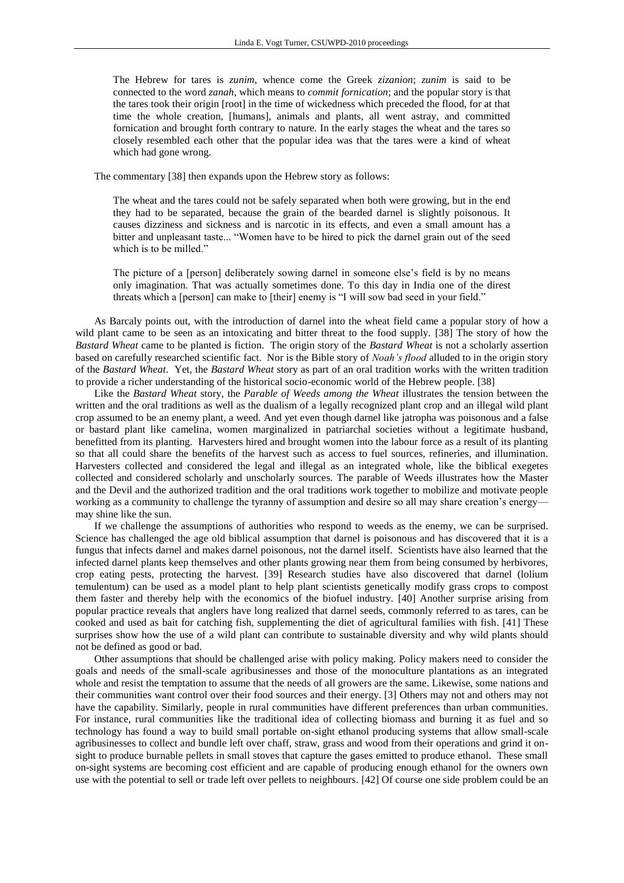> The Hebrew for tares is *zunim*, whence come the Greek *zizanion*; *zunim* is said to be connected to the word *zanah*, which means to *commit fornication*; and the popular story is that the tares took their origin [root] in the time of wickedness which preceded the flood, for at that time the whole creation, [humans], animals and plants, all went astray, and committed fornication and brought forth contrary to nature. In the early stages the wheat and the tares so closely resembled each other that the popular idea was that the tares were a kind of wheat which had gone wrong.

The commentary [38] then expands upon the Hebrew story as follows:

> The wheat and the tares could not be safely separated when both were growing, but in the end they had to be separated, because the grain of the bearded darnel is slightly poisonous. It causes dizziness and sickness and is narcotic in its effects, and even a small amount has a bitter and unpleasant taste... "Women have to be hired to pick the darnel grain out of the seed which is to be milled."
>
> The picture of a [person] deliberately sowing darnel in someone else's field is by no means only imagination. That was actually sometimes done. To this day in India one of the direst threats which a [person] can make to [their] enemy is "I will sow bad seed in your field."

As Barcaly points out, with the introduction of darnel into the wheat field came a popular story of how a wild plant came to be seen as an intoxicating and bitter threat to the food supply. [38] The story of how the *Bastard Wheat* came to be planted is fiction. The origin story of the *Bastard Wheat* is not a scholarly assertion based on carefully researched scientific fact. Nor is the Bible story of *Noah's flood* alluded to in the origin story of the *Bastard Wheat*. Yet, the *Bastard Wheat* story as part of an oral tradition works with the written tradition to provide a richer understanding of the historical socio-economic world of the Hebrew people. [38]

Like the *Bastard Wheat* story, the *Parable of Weeds among the Wheat* illustrates the tension between the written and the oral traditions as well as the dualism of a legally recognized plant crop and an illegal wild plant crop assumed to be an enemy plant, a weed. And yet even though darnel like jatropha was poisonous and a false or bastard plant like camelina, women marginalized in patriarchal societies without a legitimate husband, benefitted from its planting. Harvesters hired and brought women into the labour force as a result of its planting so that all could share the benefits of the harvest such as access to fuel sources, refineries, and illumination. Harvesters collected and considered the legal and illegal as an integrated whole, like the biblical exegetes collected and considered scholarly and unscholarly sources. The parable of Weeds illustrates how the Master and the Devil and the authorized tradition and the oral traditions work together to mobilize and motivate people working as a community to challenge the tyranny of assumption and desire so all may share creation's energy—may shine like the sun.

If we challenge the assumptions of authorities who respond to weeds as the enemy, we can be surprised. Science has challenged the age old biblical assumption that darnel is poisonous and has discovered that it is a fungus that infects darnel and makes darnel poisonous, not the darnel itself. Scientists have also learned that the infected darnel plants keep themselves and other plants growing near them from being consumed by herbivores, crop eating pests, protecting the harvest. [39] Research studies have also discovered that darnel (lolium temulentum) can be used as a model plant to help plant scientists genetically modify grass crops to compost them faster and thereby help with the economics of the biofuel industry. [40] Another surprise arising from popular practice reveals that anglers have long realized that darnel seeds, commonly referred to as tares, can be cooked and used as bait for catching fish, supplementing the diet of agricultural families with fish. [41] These surprises show how the use of a wild plant can contribute to sustainable diversity and why wild plants should not be defined as good or bad.

Other assumptions that should be challenged arise with policy making. Policy makers need to consider the goals and needs of the small-scale agribusinesses and those of the monoculture plantations as an integrated whole and resist the temptation to assume that the needs of all growers are the same. Likewise, some nations and their communities want control over their food sources and their energy. [3] Others may not and others may not have the capability. Similarly, people in rural communities have different preferences than urban communities. For instance, rural communities like the traditional idea of collecting biomass and burning it as fuel and so technology has found a way to build small portable on-sight ethanol producing systems that allow small-scale agribusinesses to collect and bundle left over chaff, straw, grass and wood from their operations and grind it on-sight to produce burnable pellets in small stoves that capture the gases emitted to produce ethanol. These small on-sight systems are becoming cost efficient and are capable of producing enough ethanol for the owners own use with the potential to sell or trade left over pellets to neighbours. [42] Of course one side problem could be an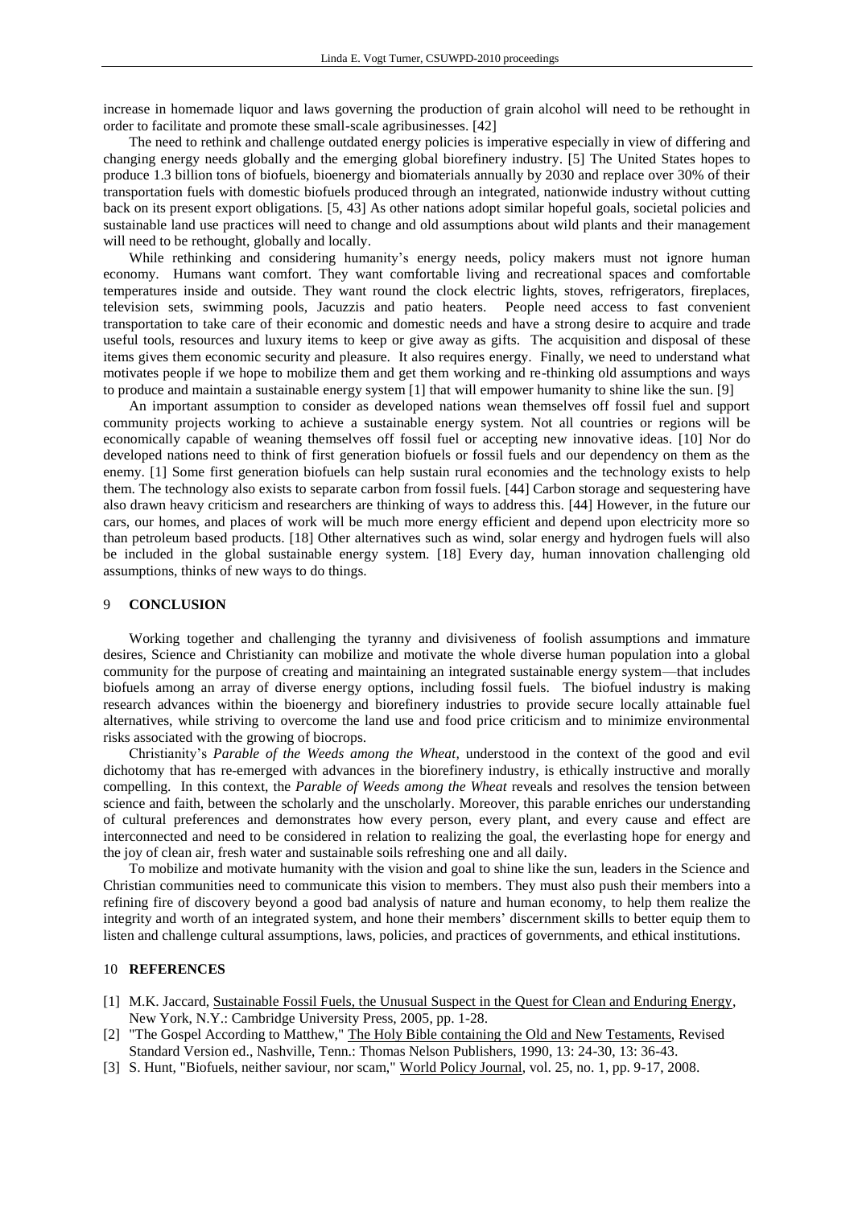increase in homemade liquor and laws governing the production of grain alcohol will need to be rethought in order to facilitate and promote these small-scale agribusinesses. [42]

The need to rethink and challenge outdated energy policies is imperative especially in view of differing and changing energy needs globally and the emerging global biorefinery industry. [5] The United States hopes to produce 1.3 billion tons of biofuels, bioenergy and biomaterials annually by 2030 and replace over 30% of their transportation fuels with domestic biofuels produced through an integrated, nationwide industry without cutting back on its present export obligations. [5, 43] As other nations adopt similar hopeful goals, societal policies and sustainable land use practices will need to change and old assumptions about wild plants and their management will need to be rethought, globally and locally.

While rethinking and considering humanity's energy needs, policy makers must not ignore human economy. Humans want comfort. They want comfortable living and recreational spaces and comfortable temperatures inside and outside. They want round the clock electric lights, stoves, refrigerators, fireplaces, television sets, swimming pools, Jacuzzis and patio heaters. People need access to fast convenient transportation to take care of their economic and domestic needs and have a strong desire to acquire and trade useful tools, resources and luxury items to keep or give away as gifts. The acquisition and disposal of these items gives them economic security and pleasure. It also requires energy. Finally, we need to understand what motivates people if we hope to mobilize them and get them working and re-thinking old assumptions and ways to produce and maintain a sustainable energy system [1] that will empower humanity to shine like the sun. [9]

An important assumption to consider as developed nations wean themselves off fossil fuel and support community projects working to achieve a sustainable energy system. Not all countries or regions will be economically capable of weaning themselves off fossil fuel or accepting new innovative ideas. [10] Nor do developed nations need to think of first generation biofuels or fossil fuels and our dependency on them as the enemy. [1] Some first generation biofuels can help sustain rural economies and the technology exists to help them. The technology also exists to separate carbon from fossil fuels. [44] Carbon storage and sequestering have also drawn heavy criticism and researchers are thinking of ways to address this. [44] However, in the future our cars, our homes, and places of work will be much more energy efficient and depend upon electricity more so than petroleum based products. [18] Other alternatives such as wind, solar energy and hydrogen fuels will also be included in the global sustainable energy system. [18] Every day, human innovation challenging old assumptions, thinks of new ways to do things.

## 9 CONCLUSION

Working together and challenging the tyranny and divisiveness of foolish assumptions and immature desires, Science and Christianity can mobilize and motivate the whole diverse human population into a global community for the purpose of creating and maintaining an integrated sustainable energy system—that includes biofuels among an array of diverse energy options, including fossil fuels. The biofuel industry is making research advances within the bioenergy and biorefinery industries to provide secure locally attainable fuel alternatives, while striving to overcome the land use and food price criticism and to minimize environmental risks associated with the growing of biocrops.

Christianity's *Parable of the Weeds among the Wheat,* understood in the context of the good and evil dichotomy that has re-emerged with advances in the biorefinery industry, is ethically instructive and morally compelling. In this context, the *Parable of Weeds among the Wheat* reveals and resolves the tension between science and faith, between the scholarly and the unscholarly. Moreover, this parable enriches our understanding of cultural preferences and demonstrates how every person, every plant, and every cause and effect are interconnected and need to be considered in relation to realizing the goal, the everlasting hope for energy and the joy of clean air, fresh water and sustainable soils refreshing one and all daily.

To mobilize and motivate humanity with the vision and goal to shine like the sun, leaders in the Science and Christian communities need to communicate this vision to members. They must also push their members into a refining fire of discovery beyond a good bad analysis of nature and human economy, to help them realize the integrity and worth of an integrated system, and hone their members' discernment skills to better equip them to listen and challenge cultural assumptions, laws, policies, and practices of governments, and ethical institutions.

## 10 REFERENCES

[1] M.K. Jaccard, Sustainable Fossil Fuels, the Unusual Suspect in the Quest for Clean and Enduring Energy, New York, N.Y.: Cambridge University Press, 2005, pp. 1-28.

[2] "The Gospel According to Matthew," The Holy Bible containing the Old and New Testaments, Revised Standard Version ed., Nashville, Tenn.: Thomas Nelson Publishers, 1990, 13: 24-30, 13: 36-43.

[3] S. Hunt, "Biofuels, neither saviour, nor scam," World Policy Journal, vol. 25, no. 1, pp. 9-17, 2008.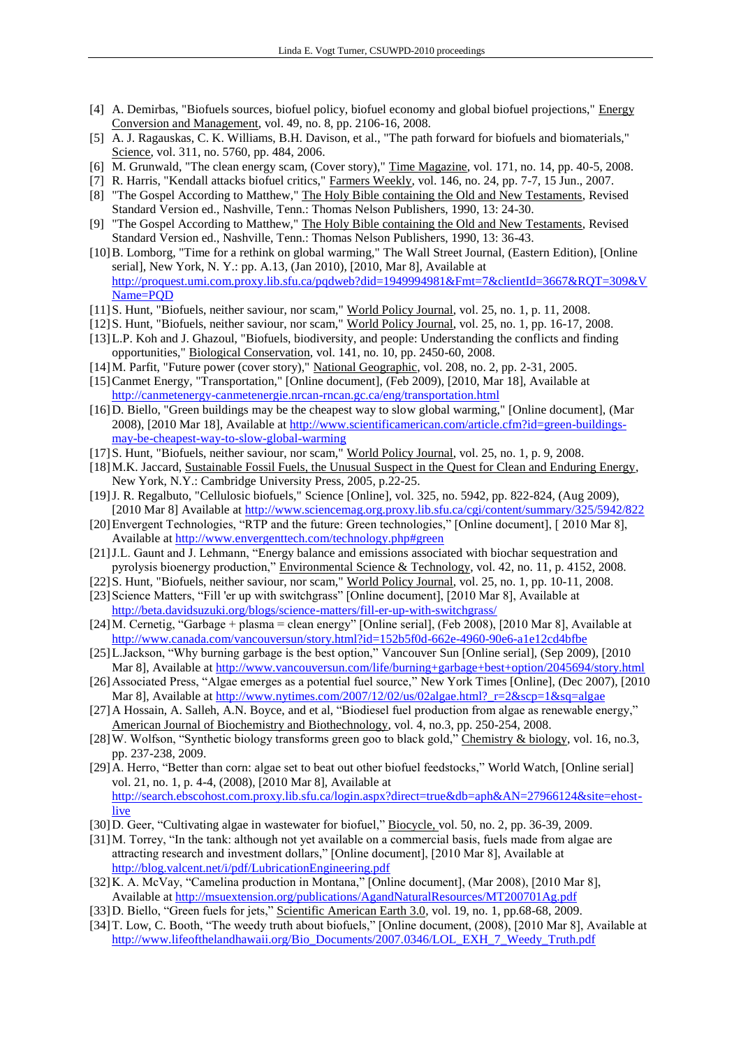[4] A. Demirbas, "Biofuels sources, biofuel policy, biofuel economy and global biofuel projections," Energy Conversion and Management, vol. 49, no. 8, pp. 2106-16, 2008.

[5] A. J. Ragauskas, C. K. Williams, B.H. Davison, et al., "The path forward for biofuels and biomaterials," Science, vol. 311, no. 5760, pp. 484, 2006.

[6] M. Grunwald, "The clean energy scam, (Cover story)," Time Magazine, vol. 171, no. 14, pp. 40-5, 2008.

[7] R. Harris, "Kendall attacks biofuel critics," Farmers Weekly, vol. 146, no. 24, pp. 7-7, 15 Jun., 2007.

[8] "The Gospel According to Matthew," The Holy Bible containing the Old and New Testaments, Revised Standard Version ed., Nashville, Tenn.: Thomas Nelson Publishers, 1990, 13: 24-30.

[9] "The Gospel According to Matthew," The Holy Bible containing the Old and New Testaments, Revised Standard Version ed., Nashville, Tenn.: Thomas Nelson Publishers, 1990, 13: 36-43.

[10] B. Lomborg, "Time for a rethink on global warming," The Wall Street Journal, (Eastern Edition), [Online serial], New York, N. Y.: pp. A.13, (Jan 2010), [2010, Mar 8], Available at http://proquest.umi.com.proxy.lib.sfu.ca/pqdweb?did=1949994981&Fmt=7&clientId=3667&RQT=309&VName=PQD

[11] S. Hunt, "Biofuels, neither saviour, nor scam," World Policy Journal, vol. 25, no. 1, p. 11, 2008.

[12] S. Hunt, "Biofuels, neither saviour, nor scam," World Policy Journal, vol. 25, no. 1, pp. 16-17, 2008.

[13] L.P. Koh and J. Ghazoul, "Biofuels, biodiversity, and people: Understanding the conflicts and finding opportunities," Biological Conservation, vol. 141, no. 10, pp. 2450-60, 2008.

[14] M. Parfit, "Future power (cover story)," National Geographic, vol. 208, no. 2, pp. 2-31, 2005.

[15] Canmet Energy, "Transportation," [Online document], (Feb 2009), [2010, Mar 18], Available at http://canmetenergy-canmetenergie.nrcan-rncan.gc.ca/eng/transportation.html

[16] D. Biello, "Green buildings may be the cheapest way to slow global warming," [Online document], (Mar 2008), [2010 Mar 18], Available at http://www.scientificamerican.com/article.cfm?id=green-buildings-may-be-cheapest-way-to-slow-global-warming

[17] S. Hunt, "Biofuels, neither saviour, nor scam," World Policy Journal, vol. 25, no. 1, p. 9, 2008.

[18] M.K. Jaccard, Sustainable Fossil Fuels, the Unusual Suspect in the Quest for Clean and Enduring Energy, New York, N.Y.: Cambridge University Press, 2005, p.22-25.

[19] J. R. Regalbuto, "Cellulosic biofuels," Science [Online], vol. 325, no. 5942, pp. 822-824, (Aug 2009), [2010 Mar 8] Available at http://www.sciencemag.org.proxy.lib.sfu.ca/cgi/content/summary/325/5942/822

[20] Envergent Technologies, "RTP and the future: Green technologies," [Online document], [ 2010 Mar 8], Available at http://www.envergenttech.com/technology.php#green

[21] J.L. Gaunt and J. Lehmann, "Energy balance and emissions associated with biochar sequestration and pyrolysis bioenergy production," Environmental Science & Technology, vol. 42, no. 11, p. 4152, 2008.

[22] S. Hunt, "Biofuels, neither saviour, nor scam," World Policy Journal, vol. 25, no. 1, pp. 10-11, 2008.

[23] Science Matters, "Fill 'er up with switchgrass" [Online document], [2010 Mar 8], Available at http://beta.davidsuzuki.org/blogs/science-matters/fill-er-up-with-switchgrass/

[24] M. Cernetig, "Garbage + plasma = clean energy" [Online serial], (Feb 2008), [2010 Mar 8], Available at http://www.canada.com/vancouversun/story.html?id=152b5f0d-662e-4960-90e6-a1e12cd4bfbe

[25] L.Jackson, "Why burning garbage is the best option," Vancouver Sun [Online serial], (Sep 2009), [2010 Mar 8], Available at http://www.vancouversun.com/life/burning+garbage+best+option/2045694/story.html

[26] Associated Press, "Algae emerges as a potential fuel source," New York Times [Online], (Dec 2007), [2010 Mar 8], Available at http://www.nytimes.com/2007/12/02/us/02algae.html?_r=2&scp=1&sq=algae

[27] A Hossain, A. Salleh, A.N. Boyce, and et al, "Biodiesel fuel production from algae as renewable energy," American Journal of Biochemistry and Biothechnology, vol. 4, no.3, pp. 250-254, 2008.

[28] W. Wolfson, "Synthetic biology transforms green goo to black gold," Chemistry & biology, vol. 16, no.3, pp. 237-238, 2009.

[29] A. Herro, "Better than corn: algae set to beat out other biofuel feedstocks," World Watch, [Online serial] vol. 21, no. 1, p. 4-4, (2008), [2010 Mar 8], Available at http://search.ebscohost.com.proxy.lib.sfu.ca/login.aspx?direct=true&db=aph&AN=27966124&site=ehost-live

[30] D. Geer, "Cultivating algae in wastewater for biofuel," Biocycle, vol. 50, no. 2, pp. 36-39, 2009.

[31] M. Torrey, "In the tank: although not yet available on a commercial basis, fuels made from algae are attracting research and investment dollars," [Online document], [2010 Mar 8], Available at http://blog.valcent.net/i/pdf/LubricationEngineering.pdf

[32] K. A. McVay, "Camelina production in Montana," [Online document], (Mar 2008), [2010 Mar 8], Available at http://msuextension.org/publications/AgandNaturalResources/MT200701Ag.pdf

[33] D. Biello, "Green fuels for jets," Scientific American Earth 3.0, vol. 19, no. 1, pp.68-68, 2009.

[34] T. Low, C. Booth, "The weedy truth about biofuels," [Online document, (2008), [2010 Mar 8], Available at http://www.lifeofthelandhawaii.org/Bio_Documents/2007.0346/LOL_EXH_7_Weedy_Truth.pdf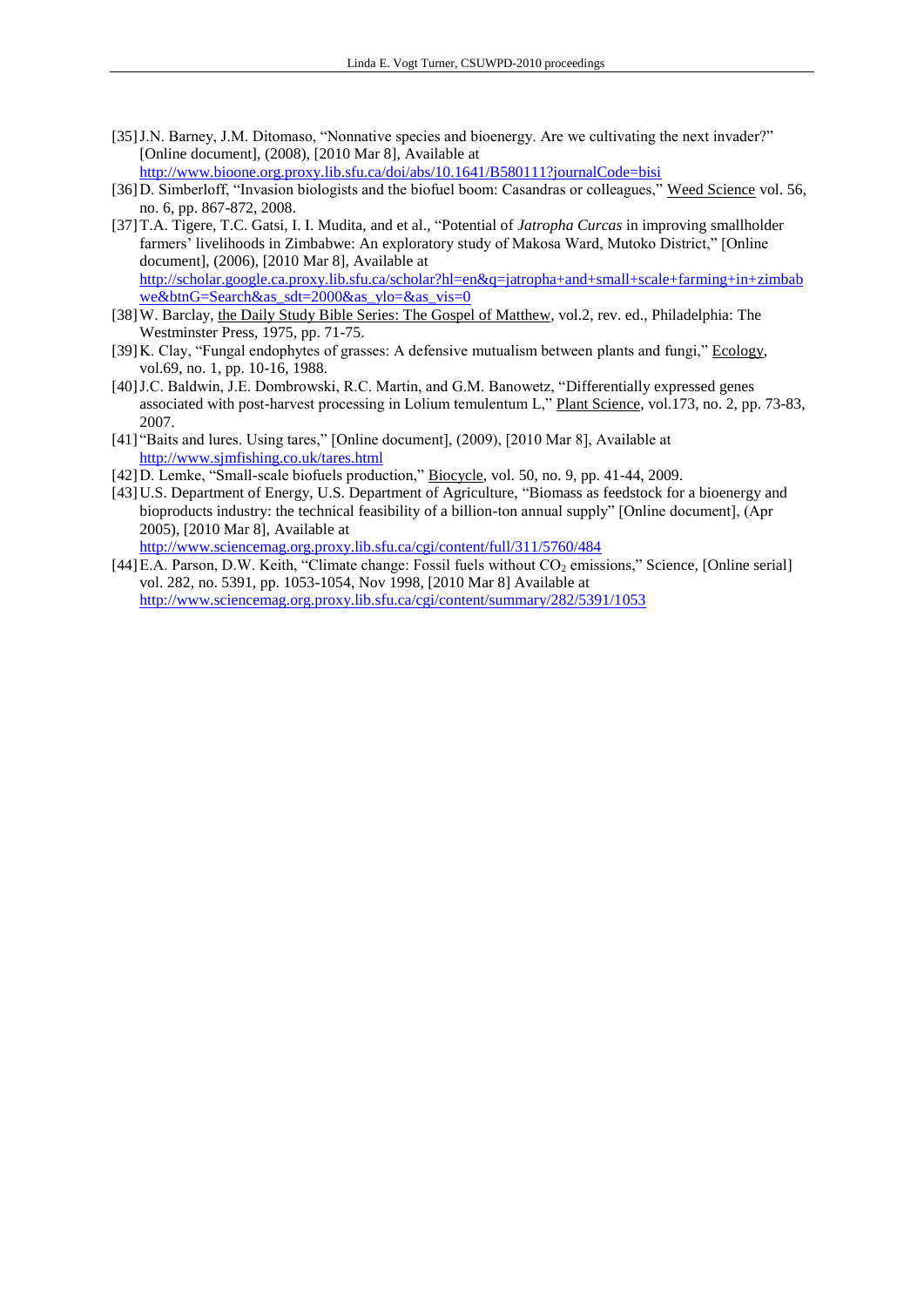[35] J.N. Barney, J.M. Ditomaso, "Nonnative species and bioenergy. Are we cultivating the next invader?" [Online document], (2008), [2010 Mar 8], Available at http://www.bioone.org.proxy.lib.sfu.ca/doi/abs/10.1641/B580111?journalCode=bisi

[36] D. Simberloff, "Invasion biologists and the biofuel boom: Casandras or colleagues," Weed Science vol. 56, no. 6, pp. 867-872, 2008.

[37] T.A. Tigere, T.C. Gatsi, I. I. Mudita, and et al., "Potential of *Jatropha Curcas* in improving smallholder farmers' livelihoods in Zimbabwe: An exploratory study of Makosa Ward, Mutoko District," [Online document], (2006), [2010 Mar 8], Available at http://scholar.google.ca.proxy.lib.sfu.ca/scholar?hl=en&q=jatropha+and+small+scale+farming+in+zimbabwe&btnG=Search&as_sdt=2000&as_ylo=&as_vis=0

[38] W. Barclay, the Daily Study Bible Series: The Gospel of Matthew, vol.2, rev. ed., Philadelphia: The Westminster Press, 1975, pp. 71-75.

[39] K. Clay, "Fungal endophytes of grasses: A defensive mutualism between plants and fungi," Ecology, vol.69, no. 1, pp. 10-16, 1988.

[40] J.C. Baldwin, J.E. Dombrowski, R.C. Martin, and G.M. Banowetz, "Differentially expressed genes associated with post-harvest processing in Lolium temulentum L," Plant Science, vol.173, no. 2, pp. 73-83, 2007.

[41] "Baits and lures. Using tares," [Online document], (2009), [2010 Mar 8], Available at http://www.sjmfishing.co.uk/tares.html

[42] D. Lemke, "Small-scale biofuels production," Biocycle, vol. 50, no. 9, pp. 41-44, 2009.

[43] U.S. Department of Energy, U.S. Department of Agriculture, "Biomass as feedstock for a bioenergy and bioproducts industry: the technical feasibility of a billion-ton annual supply" [Online document], (Apr 2005), [2010 Mar 8], Available at http://www.sciencemag.org.proxy.lib.sfu.ca/cgi/content/full/311/5760/484

[44] E.A. Parson, D.W. Keith, "Climate change: Fossil fuels without $CO_2$ emissions," Science, [Online serial] vol. 282, no. 5391, pp. 1053-1054, Nov 1998, [2010 Mar 8] Available at http://www.sciencemag.org.proxy.lib.sfu.ca/cgi/content/summary/282/5391/1053